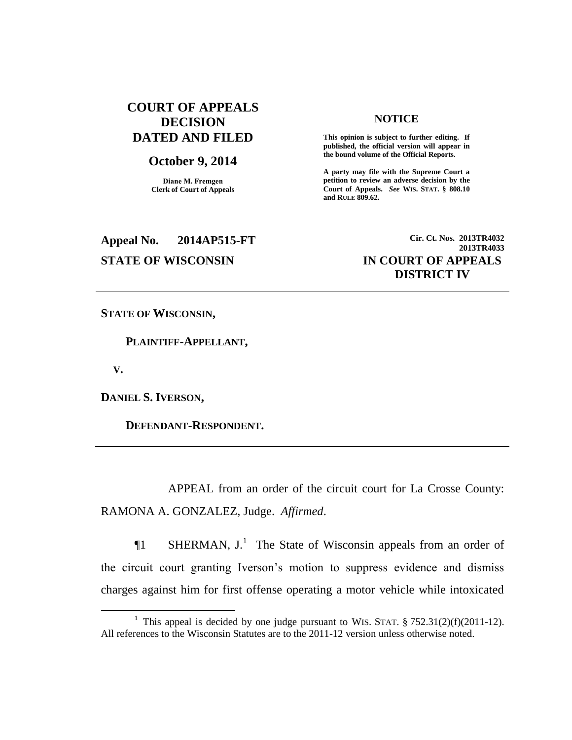**COURT OF APPEALS DECISION DATED AND FILED**

**October 9, 2014**

**Diane M. Fremgen**
**Clerk of Court of Appeals**

**NOTICE**

**This opinion is subject to further editing. If published, the official version will appear in the bound volume of the Official Reports.**

**A party may file with the Supreme Court a petition to review an adverse decision by the Court of Appeals.** ***See*** **WIS. STAT. § 808.10 and RULE 809.62.**

**Appeal No. 2014AP515-FT**

**Cir. Ct. Nos. 2013TR4032**
**2013TR4033**

**STATE OF WISCONSIN**

**IN COURT OF APPEALS**
**DISTRICT IV**

---

**STATE OF WISCONSIN,**

**PLAINTIFF-APPELLANT,**

**V.**

**DANIEL S. IVERSON,**

**DEFENDANT-RESPONDENT.**

---

APPEAL from an order of the circuit court for La Crosse County: RAMONA A. GONZALEZ, Judge. *Affirmed*.

¶1 SHERMAN, J.[1] The State of Wisconsin appeals from an order of the circuit court granting Iverson's motion to suppress evidence and dismiss charges against him for first offense operating a motor vehicle while intoxicated

[1] This appeal is decided by one judge pursuant to WIS. STAT. § 752.31(2)(f)(2011-12). All references to the Wisconsin Statutes are to the 2011-12 version unless otherwise noted.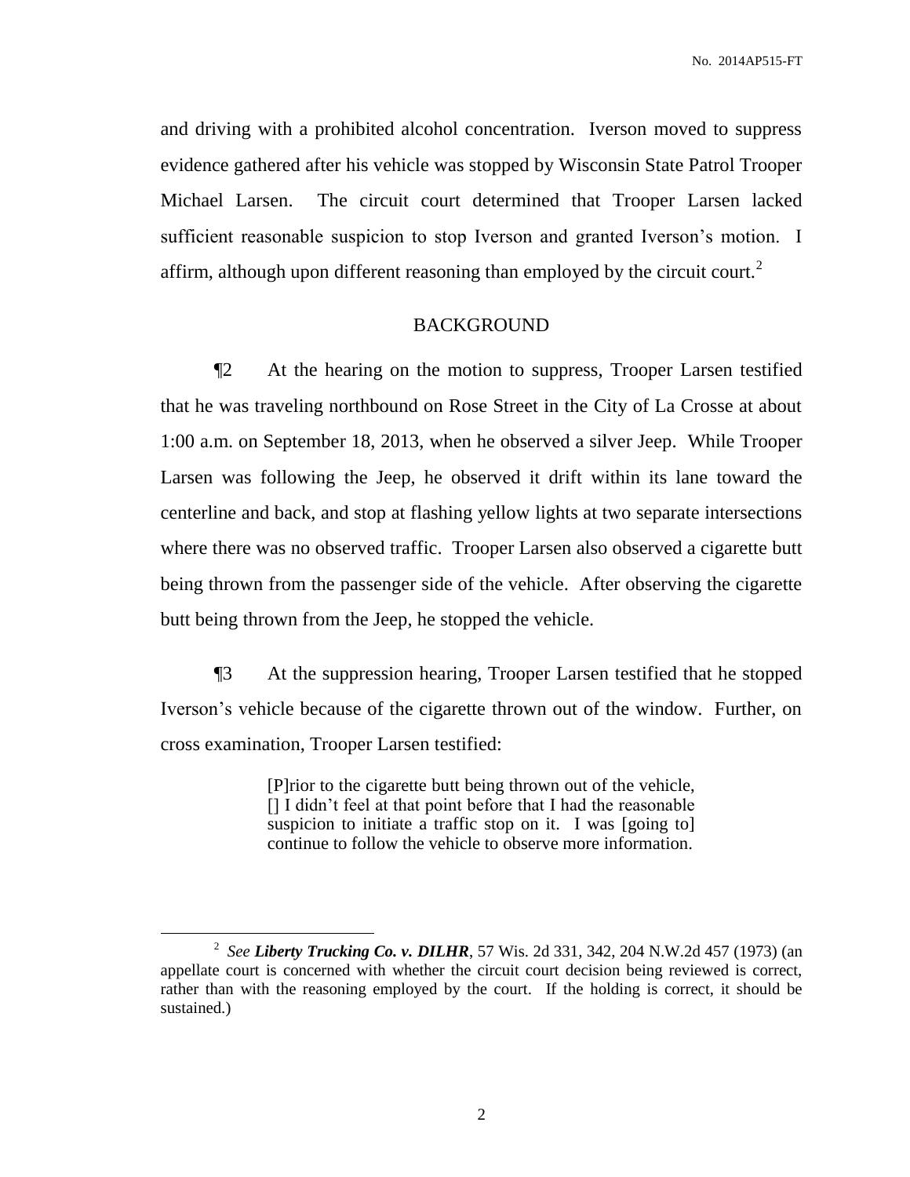and driving with a prohibited alcohol concentration. Iverson moved to suppress evidence gathered after his vehicle was stopped by Wisconsin State Patrol Trooper Michael Larsen. The circuit court determined that Trooper Larsen lacked sufficient reasonable suspicion to stop Iverson and granted Iverson's motion. I affirm, although upon different reasoning than employed by the circuit court.[2]

## BACKGROUND

¶2 At the hearing on the motion to suppress, Trooper Larsen testified that he was traveling northbound on Rose Street in the City of La Crosse at about 1:00 a.m. on September 18, 2013, when he observed a silver Jeep. While Trooper Larsen was following the Jeep, he observed it drift within its lane toward the centerline and back, and stop at flashing yellow lights at two separate intersections where there was no observed traffic. Trooper Larsen also observed a cigarette butt being thrown from the passenger side of the vehicle. After observing the cigarette butt being thrown from the Jeep, he stopped the vehicle.

¶3 At the suppression hearing, Trooper Larsen testified that he stopped Iverson's vehicle because of the cigarette thrown out of the window. Further, on cross examination, Trooper Larsen testified:

> [P]rior to the cigarette butt being thrown out of the vehicle, [] I didn't feel at that point before that I had the reasonable suspicion to initiate a traffic stop on it. I was [going to] continue to follow the vehicle to observe more information.

---

[2] *See* ***Liberty Trucking Co. v. DILHR***, 57 Wis. 2d 331, 342, 204 N.W.2d 457 (1973) (an appellate court is concerned with whether the circuit court decision being reviewed is correct, rather than with the reasoning employed by the court. If the holding is correct, it should be sustained.)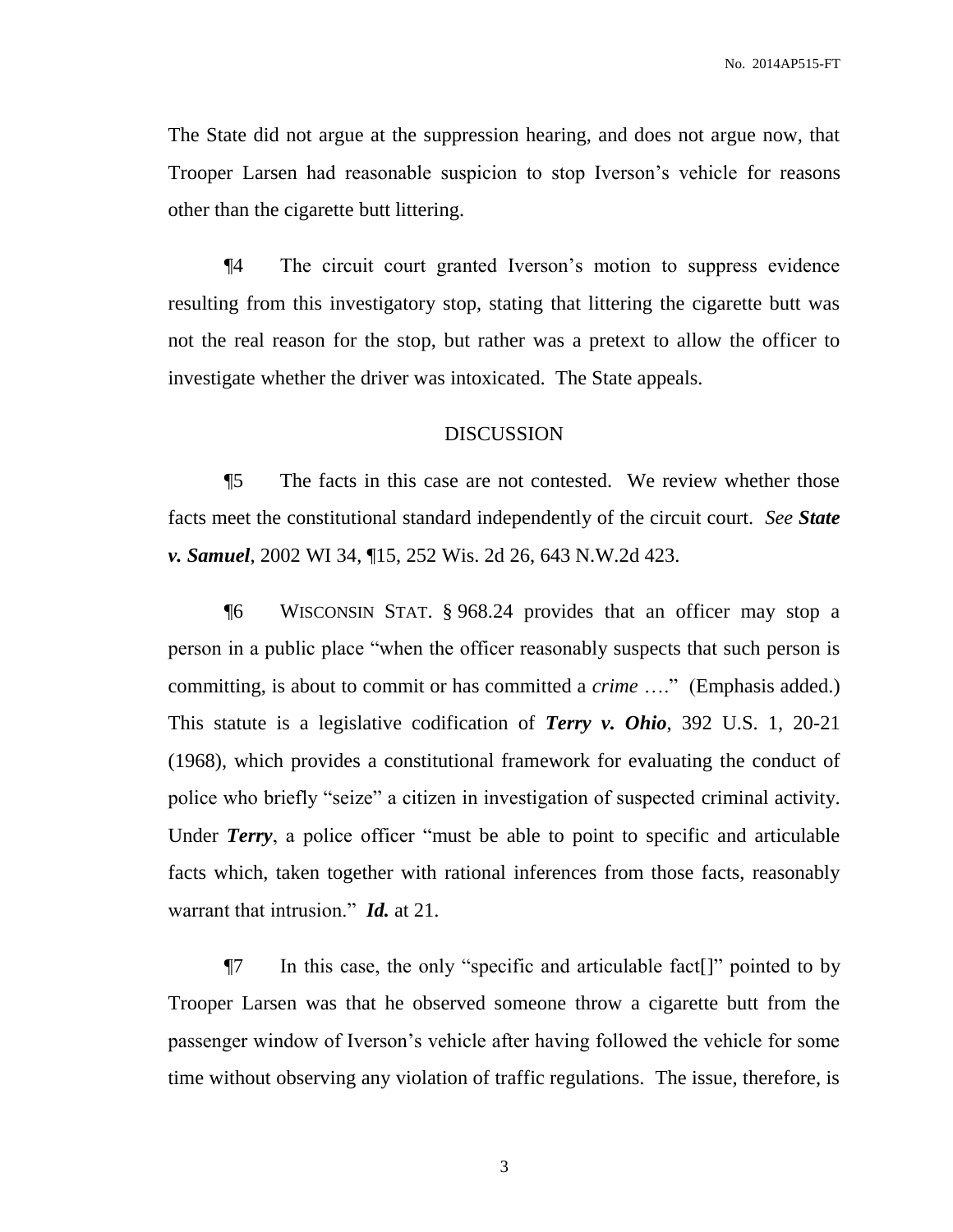The State did not argue at the suppression hearing, and does not argue now, that Trooper Larsen had reasonable suspicion to stop Iverson's vehicle for reasons other than the cigarette butt littering.

¶4 The circuit court granted Iverson's motion to suppress evidence resulting from this investigatory stop, stating that littering the cigarette butt was not the real reason for the stop, but rather was a pretext to allow the officer to investigate whether the driver was intoxicated. The State appeals.

## DISCUSSION

¶5 The facts in this case are not contested. We review whether those facts meet the constitutional standard independently of the circuit court. *See* ***State v. Samuel***, 2002 WI 34, ¶15, 252 Wis. 2d 26, 643 N.W.2d 423.

¶6 WISCONSIN STAT. § 968.24 provides that an officer may stop a person in a public place "when the officer reasonably suspects that such person is committing, is about to commit or has committed a *crime* …." (Emphasis added.) This statute is a legislative codification of ***Terry v. Ohio***, 392 U.S. 1, 20-21 (1968), which provides a constitutional framework for evaluating the conduct of police who briefly "seize" a citizen in investigation of suspected criminal activity. Under ***Terry***, a police officer "must be able to point to specific and articulable facts which, taken together with rational inferences from those facts, reasonably warrant that intrusion." ***Id.*** at 21.

¶7 In this case, the only "specific and articulable fact[]" pointed to by Trooper Larsen was that he observed someone throw a cigarette butt from the passenger window of Iverson's vehicle after having followed the vehicle for some time without observing any violation of traffic regulations. The issue, therefore, is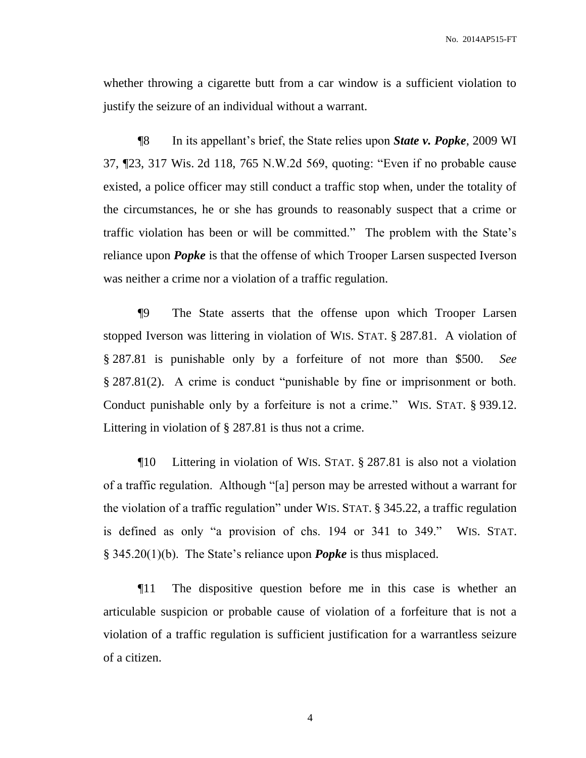whether throwing a cigarette butt from a car window is a sufficient violation to justify the seizure of an individual without a warrant.

¶8 In its appellant's brief, the State relies upon ***State v. Popke***, 2009 WI 37, ¶23, 317 Wis. 2d 118, 765 N.W.2d 569, quoting: "Even if no probable cause existed, a police officer may still conduct a traffic stop when, under the totality of the circumstances, he or she has grounds to reasonably suspect that a crime or traffic violation has been or will be committed." The problem with the State's reliance upon ***Popke*** is that the offense of which Trooper Larsen suspected Iverson was neither a crime nor a violation of a traffic regulation.

¶9 The State asserts that the offense upon which Trooper Larsen stopped Iverson was littering in violation of WIS. STAT. § 287.81. A violation of § 287.81 is punishable only by a forfeiture of not more than $500. *See* § 287.81(2). A crime is conduct "punishable by fine or imprisonment or both. Conduct punishable only by a forfeiture is not a crime." WIS. STAT. § 939.12. Littering in violation of § 287.81 is thus not a crime.

¶10 Littering in violation of WIS. STAT. § 287.81 is also not a violation of a traffic regulation. Although "[a] person may be arrested without a warrant for the violation of a traffic regulation" under WIS. STAT. § 345.22, a traffic regulation is defined as only "a provision of chs. 194 or 341 to 349." WIS. STAT. § 345.20(1)(b). The State's reliance upon ***Popke*** is thus misplaced.

¶11 The dispositive question before me in this case is whether an articulable suspicion or probable cause of violation of a forfeiture that is not a violation of a traffic regulation is sufficient justification for a warrantless seizure of a citizen.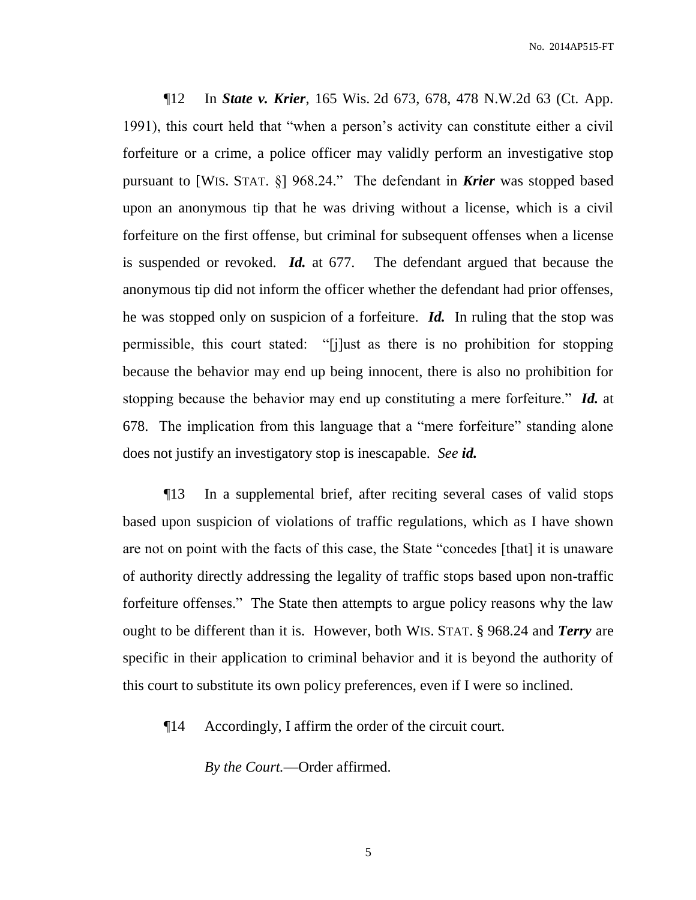¶12 In ***State v. Krier***, 165 Wis. 2d 673, 678, 478 N.W.2d 63 (Ct. App. 1991), this court held that "when a person's activity can constitute either a civil forfeiture or a crime, a police officer may validly perform an investigative stop pursuant to [WIS. STAT. §] 968.24." The defendant in ***Krier*** was stopped based upon an anonymous tip that he was driving without a license, which is a civil forfeiture on the first offense, but criminal for subsequent offenses when a license is suspended or revoked. ***Id.*** at 677. The defendant argued that because the anonymous tip did not inform the officer whether the defendant had prior offenses, he was stopped only on suspicion of a forfeiture. ***Id.*** In ruling that the stop was permissible, this court stated: "[j]ust as there is no prohibition for stopping because the behavior may end up being innocent, there is also no prohibition for stopping because the behavior may end up constituting a mere forfeiture." ***Id.*** at 678. The implication from this language that a "mere forfeiture" standing alone does not justify an investigatory stop is inescapable. *See* ***id.***

¶13 In a supplemental brief, after reciting several cases of valid stops based upon suspicion of violations of traffic regulations, which as I have shown are not on point with the facts of this case, the State "concedes [that] it is unaware of authority directly addressing the legality of traffic stops based upon non-traffic forfeiture offenses." The State then attempts to argue policy reasons why the law ought to be different than it is. However, both WIS. STAT. § 968.24 and ***Terry*** are specific in their application to criminal behavior and it is beyond the authority of this court to substitute its own policy preferences, even if I were so inclined.

¶14 Accordingly, I affirm the order of the circuit court.

*By the Court.*—Order affirmed.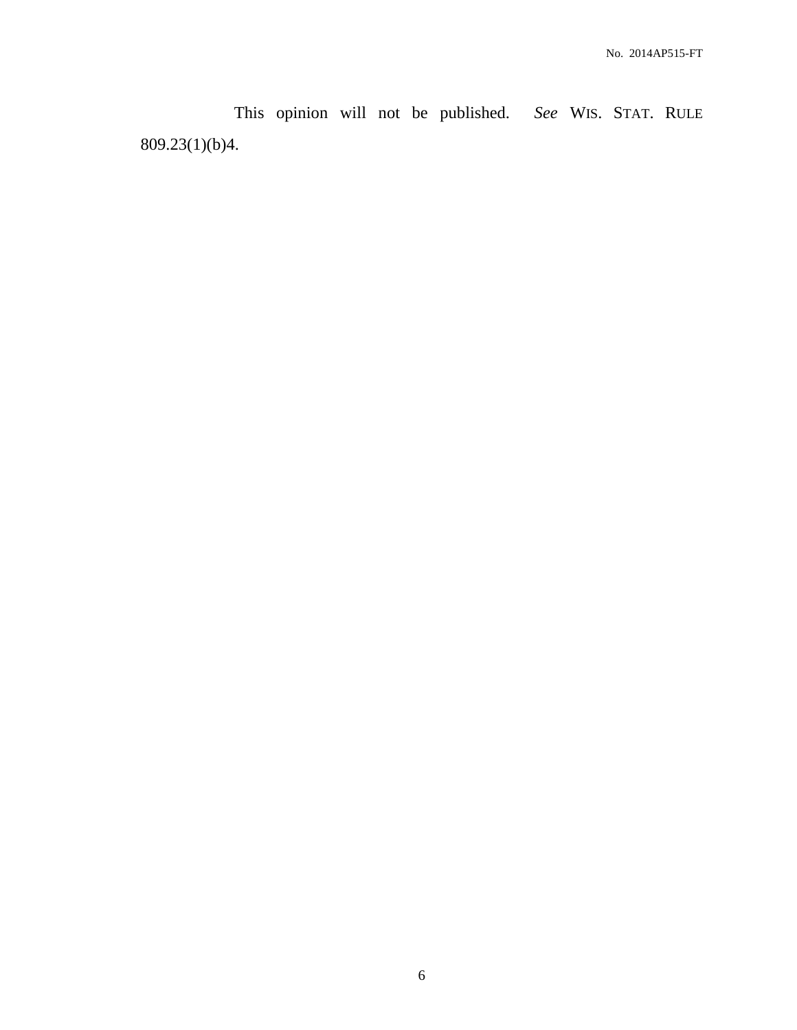This opinion will not be published. *See* WIS. STAT. RULE 809.23(1)(b)4.